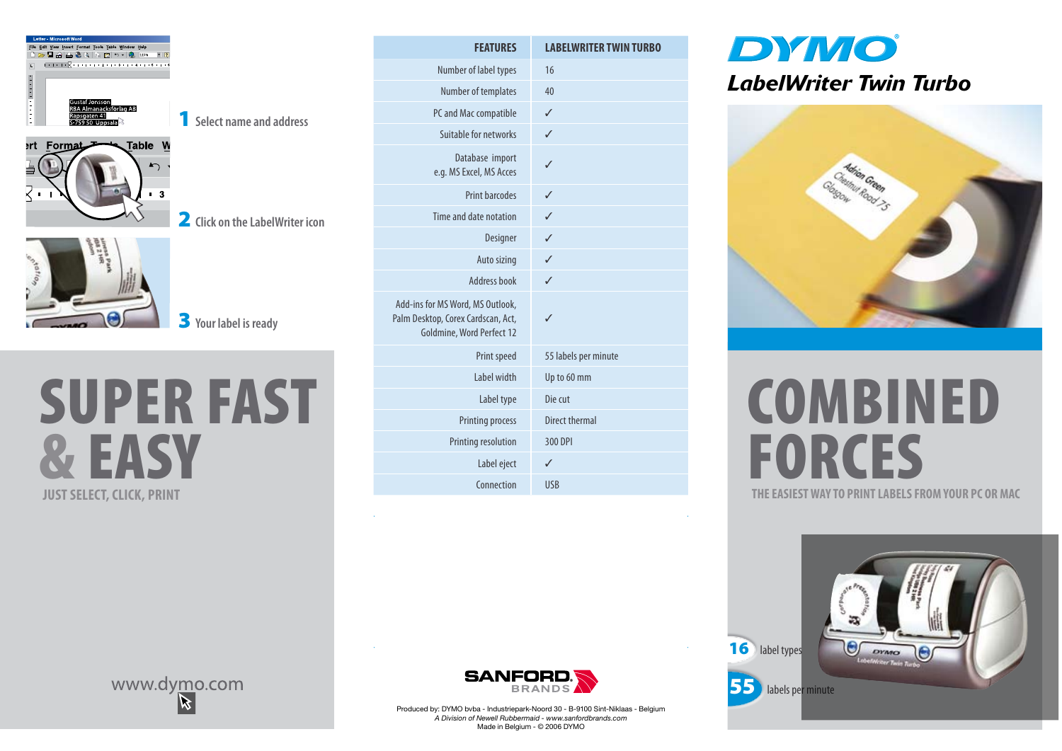1 Select name and address

2 Click on the LabelWriter icon

3 Your label is ready

# SUPER FAST & EASY

## JUST SELECT, CLICK, PRINT

www.dymo.com

| FEATURES | LABELWRITER TWIN TURBO |
| --- | --- |
| Number of label types | 16 |
| Number of templates | 40 |
| PC and Mac compatible | ✓ |
| Suitable for networks | ✓ |
| Database import e.g. MS Excel, MS Acces | ✓ |
| Print barcodes | ✓ |
| Time and date notation | ✓ |
| Designer | ✓ |
| Auto sizing | ✓ |
| Address book | ✓ |
| Add-ins for MS Word, MS Outlook, Palm Desktop, Corex Cardscan, Act, Goldmine, Word Perfect 12 | ✓ |
| Print speed | 55 labels per minute |
| Label width | Up to 60 mm |
| Label type | Die cut |
| Printing process | Direct thermal |
| Printing resolution | 300 DPI |
| Label eject | ✓ |
| Connection | USB |

SANFORD BRANDS

Produced by: DYMO bvba - Industriepark-Noord 30 - B-9100 Sint-Niklaas - Belgium
*A Division of Newell Rubbermaid - www.sanfordbrands.com*
Made in Belgium - © 2006 DYMO

# DYMO

## LabelWriter Twin Turbo

# COMBINED FORCES

## THE EASIEST WAY TO PRINT LABELS FROM YOUR PC OR MAC

**16** label types

**55** labels per minute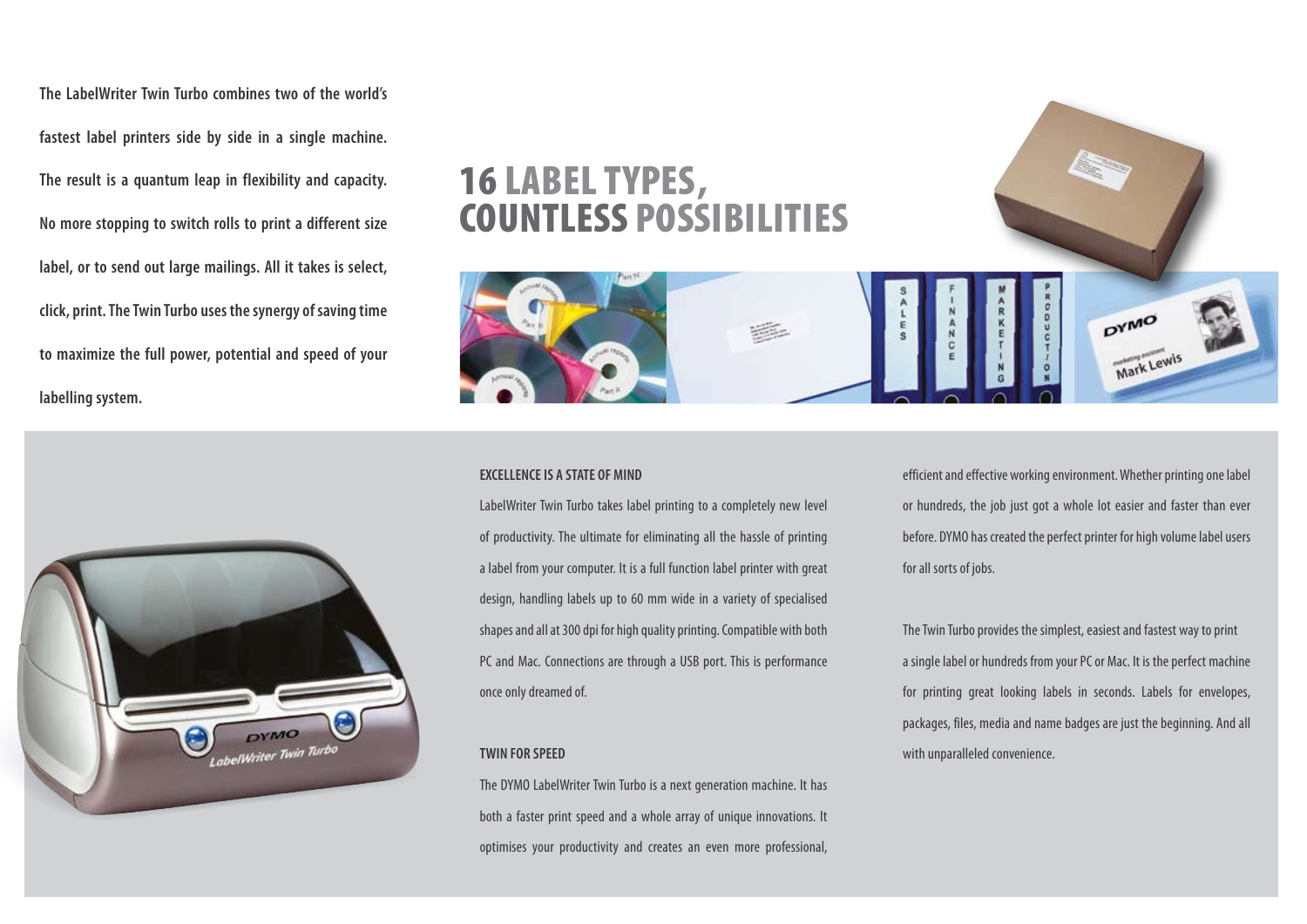**The LabelWriter Twin Turbo combines two of the world's fastest label printers side by side in a single machine. The result is a quantum leap in flexibility and capacity. No more stopping to switch rolls to print a different size label, or to send out large mailings. All it takes is select, click, print. The Twin Turbo uses the synergy of saving time to maximize the full power, potential and speed of your labelling system.**

# 16 LABEL TYPES, COUNTLESS POSSIBILITIES

#### EXCELLENCE IS A STATE OF MIND

LabelWriter Twin Turbo takes label printing to a completely new level of productivity. The ultimate for eliminating all the hassle of printing a label from your computer. It is a full function label printer with great design, handling labels up to 60 mm wide in a variety of specialised shapes and all at 300 dpi for high quality printing. Compatible with both PC and Mac. Connections are through a USB port. This is performance once only dreamed of.

#### TWIN FOR SPEED

The DYMO LabelWriter Twin Turbo is a next generation machine. It has both a faster print speed and a whole array of unique innovations. It optimises your productivity and creates an even more professional, efficient and effective working environment. Whether printing one label or hundreds, the job just got a whole lot easier and faster than ever before. DYMO has created the perfect printer for high volume label users for all sorts of jobs.

The Twin Turbo provides the simplest, easiest and fastest way to print a single label or hundreds from your PC or Mac. It is the perfect machine for printing great looking labels in seconds. Labels for envelopes, packages, files, media and name badges are just the beginning. And all with unparalleled convenience.